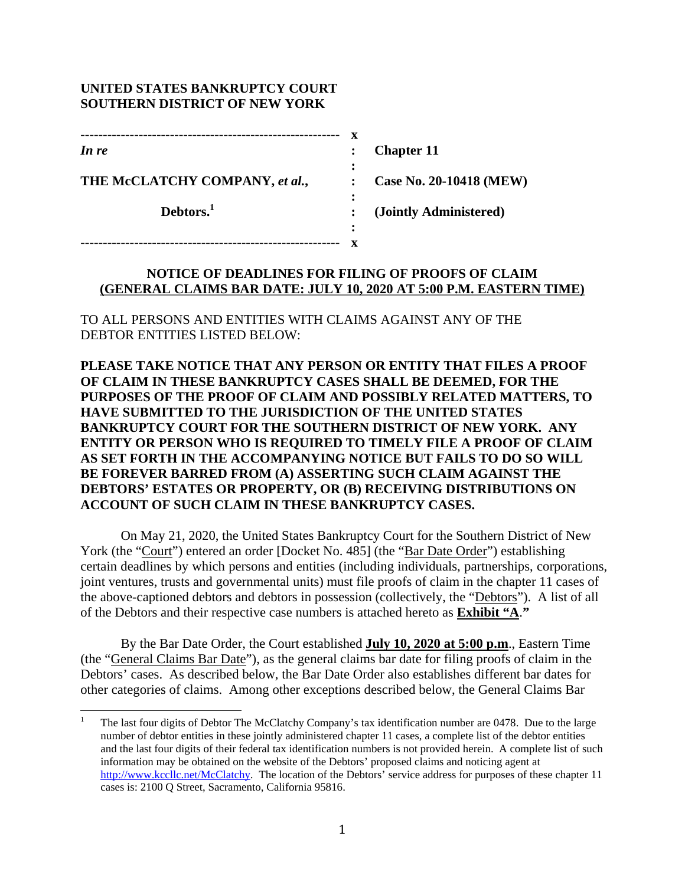**UNITED STATES BANKRUPTCY COURT**
**SOUTHERN DISTRICT OF NEW YORK**

| | | |
|---|---|---|
| *In re* | : | **Chapter 11** |
| **THE McCLATCHY COMPANY,** ***et al.*****,** | : | **Case No. 20-10418 (MEW)** |
| **Debtors.**[1] | : | **(Jointly Administered)** |

**NOTICE OF DEADLINES FOR FILING OF PROOFS OF CLAIM**
**(GENERAL CLAIMS BAR DATE: JULY 10, 2020 AT 5:00 P.M. EASTERN TIME)**

TO ALL PERSONS AND ENTITIES WITH CLAIMS AGAINST ANY OF THE DEBTOR ENTITIES LISTED BELOW:

**PLEASE TAKE NOTICE THAT ANY PERSON OR ENTITY THAT FILES A PROOF OF CLAIM IN THESE BANKRUPTCY CASES SHALL BE DEEMED, FOR THE PURPOSES OF THE PROOF OF CLAIM AND POSSIBLY RELATED MATTERS, TO HAVE SUBMITTED TO THE JURISDICTION OF THE UNITED STATES BANKRUPTCY COURT FOR THE SOUTHERN DISTRICT OF NEW YORK. ANY ENTITY OR PERSON WHO IS REQUIRED TO TIMELY FILE A PROOF OF CLAIM AS SET FORTH IN THE ACCOMPANYING NOTICE BUT FAILS TO DO SO WILL BE FOREVER BARRED FROM (A) ASSERTING SUCH CLAIM AGAINST THE DEBTORS' ESTATES OR PROPERTY, OR (B) RECEIVING DISTRIBUTIONS ON ACCOUNT OF SUCH CLAIM IN THESE BANKRUPTCY CASES.**

On May 21, 2020, the United States Bankruptcy Court for the Southern District of New York (the "Court") entered an order [Docket No. 485] (the "Bar Date Order") establishing certain deadlines by which persons and entities (including individuals, partnerships, corporations, joint ventures, trusts and governmental units) must file proofs of claim in the chapter 11 cases of the above-captioned debtors and debtors in possession (collectively, the "Debtors"). A list of all of the Debtors and their respective case numbers is attached hereto as **Exhibit "A**.**"**

By the Bar Date Order, the Court established **July 10, 2020 at 5:00 p.m**., Eastern Time (the "General Claims Bar Date"), as the general claims bar date for filing proofs of claim in the Debtors' cases. As described below, the Bar Date Order also establishes different bar dates for other categories of claims. Among other exceptions described below, the General Claims Bar

[1] The last four digits of Debtor The McClatchy Company's tax identification number are 0478. Due to the large number of debtor entities in these jointly administered chapter 11 cases, a complete list of the debtor entities and the last four digits of their federal tax identification numbers is not provided herein. A complete list of such information may be obtained on the website of the Debtors' proposed claims and noticing agent at http://www.kccllc.net/McClatchy. The location of the Debtors' service address for purposes of these chapter 11 cases is: 2100 Q Street, Sacramento, California 95816.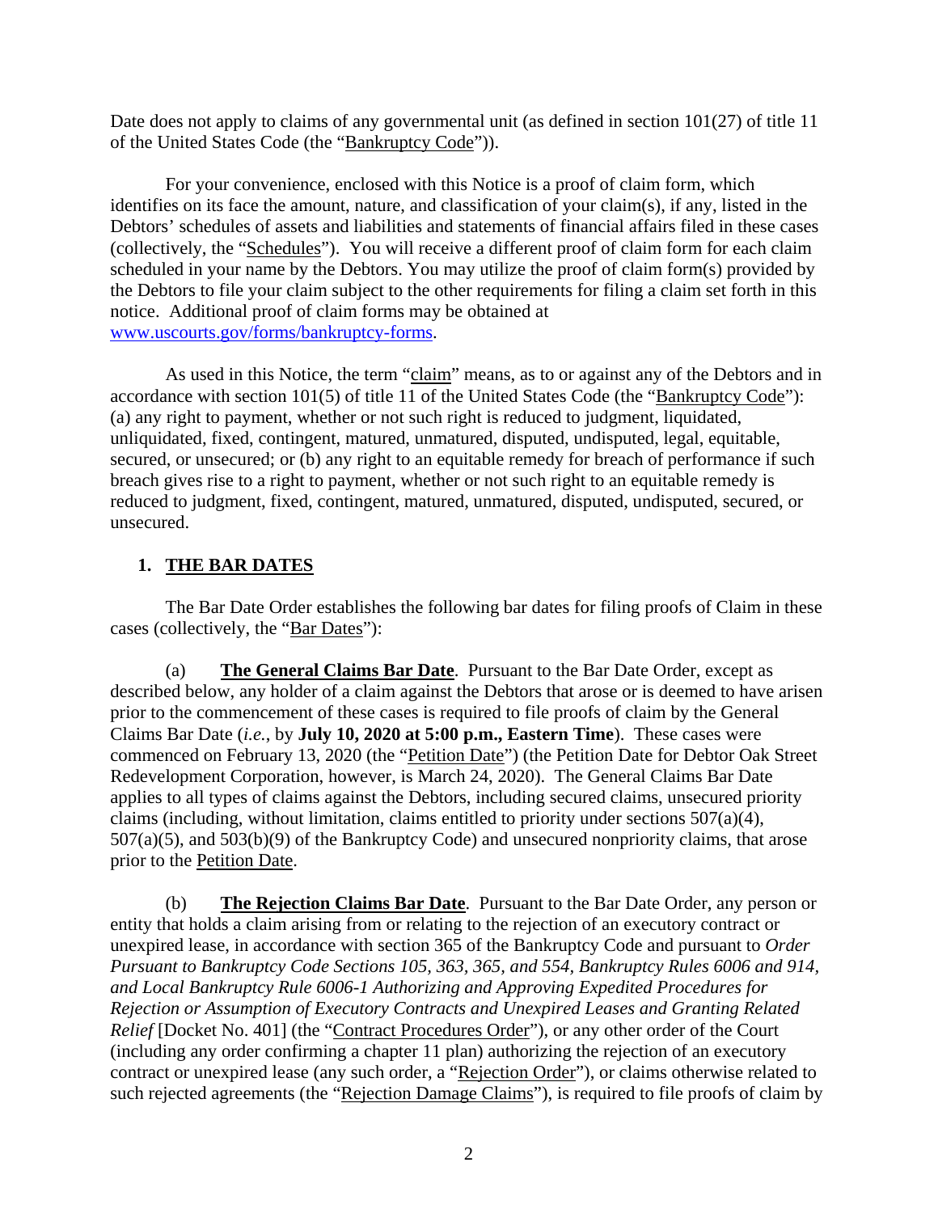Date does not apply to claims of any governmental unit (as defined in section 101(27) of title 11 of the United States Code (the "Bankruptcy Code")).

For your convenience, enclosed with this Notice is a proof of claim form, which identifies on its face the amount, nature, and classification of your claim(s), if any, listed in the Debtors' schedules of assets and liabilities and statements of financial affairs filed in these cases (collectively, the "Schedules"). You will receive a different proof of claim form for each claim scheduled in your name by the Debtors. You may utilize the proof of claim form(s) provided by the Debtors to file your claim subject to the other requirements for filing a claim set forth in this notice. Additional proof of claim forms may be obtained at www.uscourts.gov/forms/bankruptcy-forms.

As used in this Notice, the term "claim" means, as to or against any of the Debtors and in accordance with section 101(5) of title 11 of the United States Code (the "Bankruptcy Code"): (a) any right to payment, whether or not such right is reduced to judgment, liquidated, unliquidated, fixed, contingent, matured, unmatured, disputed, undisputed, legal, equitable, secured, or unsecured; or (b) any right to an equitable remedy for breach of performance if such breach gives rise to a right to payment, whether or not such right to an equitable remedy is reduced to judgment, fixed, contingent, matured, unmatured, disputed, undisputed, secured, or unsecured.

## 1. THE BAR DATES

The Bar Date Order establishes the following bar dates for filing proofs of Claim in these cases (collectively, the "Bar Dates"):

(a) **The General Claims Bar Date**. Pursuant to the Bar Date Order, except as described below, any holder of a claim against the Debtors that arose or is deemed to have arisen prior to the commencement of these cases is required to file proofs of claim by the General Claims Bar Date (*i.e.*, by **July 10, 2020 at 5:00 p.m., Eastern Time**). These cases were commenced on February 13, 2020 (the "Petition Date") (the Petition Date for Debtor Oak Street Redevelopment Corporation, however, is March 24, 2020). The General Claims Bar Date applies to all types of claims against the Debtors, including secured claims, unsecured priority claims (including, without limitation, claims entitled to priority under sections 507(a)(4), 507(a)(5), and 503(b)(9) of the Bankruptcy Code) and unsecured nonpriority claims, that arose prior to the Petition Date.

(b) **The Rejection Claims Bar Date**. Pursuant to the Bar Date Order, any person or entity that holds a claim arising from or relating to the rejection of an executory contract or unexpired lease, in accordance with section 365 of the Bankruptcy Code and pursuant to *Order Pursuant to Bankruptcy Code Sections 105, 363, 365, and 554, Bankruptcy Rules 6006 and 914, and Local Bankruptcy Rule 6006-1 Authorizing and Approving Expedited Procedures for Rejection or Assumption of Executory Contracts and Unexpired Leases and Granting Related Relief* [Docket No. 401] (the "Contract Procedures Order"), or any other order of the Court (including any order confirming a chapter 11 plan) authorizing the rejection of an executory contract or unexpired lease (any such order, a "Rejection Order"), or claims otherwise related to such rejected agreements (the "Rejection Damage Claims"), is required to file proofs of claim by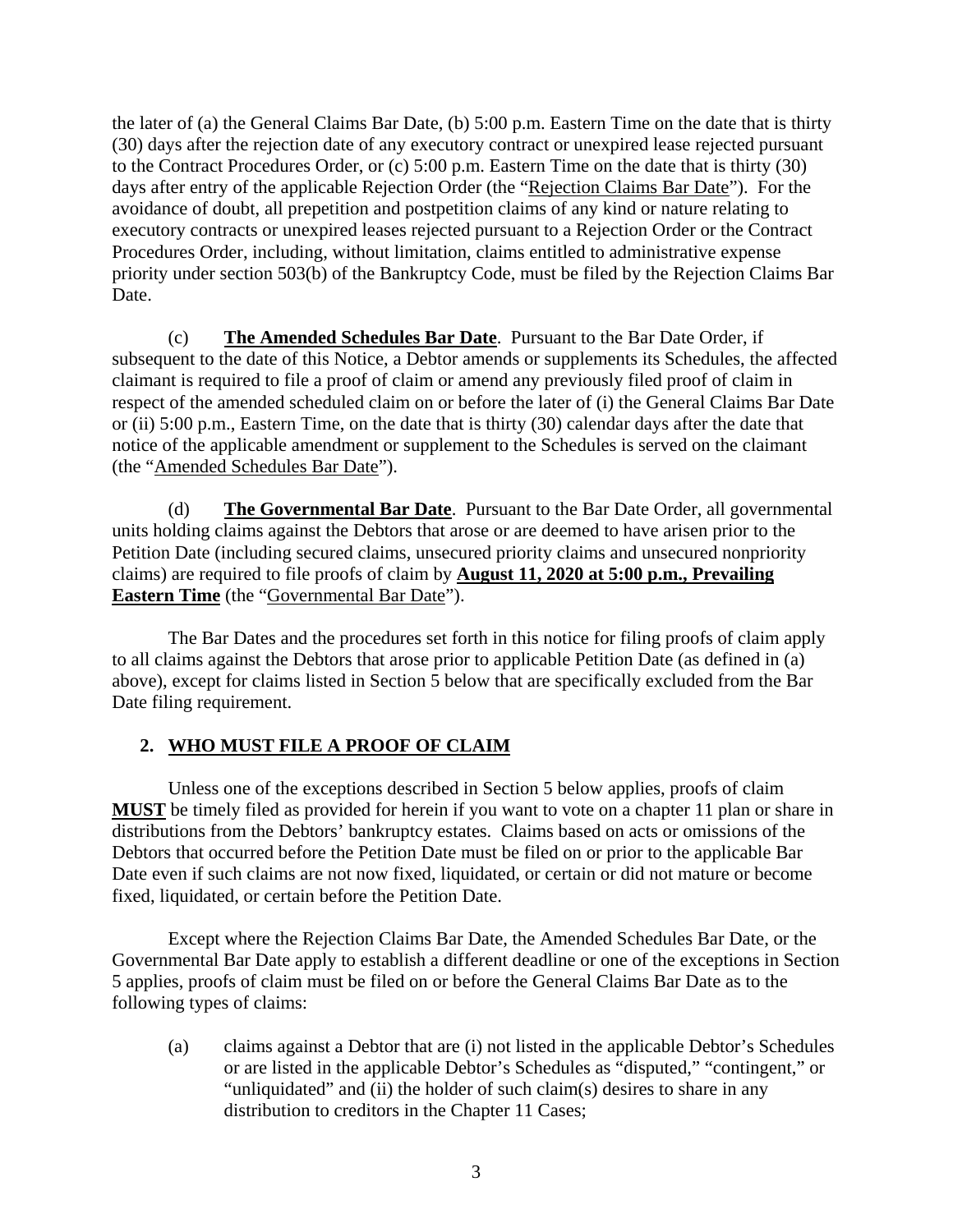the later of (a) the General Claims Bar Date, (b) 5:00 p.m. Eastern Time on the date that is thirty (30) days after the rejection date of any executory contract or unexpired lease rejected pursuant to the Contract Procedures Order, or (c) 5:00 p.m. Eastern Time on the date that is thirty (30) days after entry of the applicable Rejection Order (the "Rejection Claims Bar Date"). For the avoidance of doubt, all prepetition and postpetition claims of any kind or nature relating to executory contracts or unexpired leases rejected pursuant to a Rejection Order or the Contract Procedures Order, including, without limitation, claims entitled to administrative expense priority under section 503(b) of the Bankruptcy Code, must be filed by the Rejection Claims Bar Date.

(c) **The Amended Schedules Bar Date**. Pursuant to the Bar Date Order, if subsequent to the date of this Notice, a Debtor amends or supplements its Schedules, the affected claimant is required to file a proof of claim or amend any previously filed proof of claim in respect of the amended scheduled claim on or before the later of (i) the General Claims Bar Date or (ii) 5:00 p.m., Eastern Time, on the date that is thirty (30) calendar days after the date that notice of the applicable amendment or supplement to the Schedules is served on the claimant (the "Amended Schedules Bar Date").

(d) **The Governmental Bar Date**. Pursuant to the Bar Date Order, all governmental units holding claims against the Debtors that arose or are deemed to have arisen prior to the Petition Date (including secured claims, unsecured priority claims and unsecured nonpriority claims) are required to file proofs of claim by **August 11, 2020 at 5:00 p.m., Prevailing Eastern Time** (the "Governmental Bar Date").

The Bar Dates and the procedures set forth in this notice for filing proofs of claim apply to all claims against the Debtors that arose prior to applicable Petition Date (as defined in (a) above), except for claims listed in Section 5 below that are specifically excluded from the Bar Date filing requirement.

## 2. WHO MUST FILE A PROOF OF CLAIM

Unless one of the exceptions described in Section 5 below applies, proofs of claim **MUST** be timely filed as provided for herein if you want to vote on a chapter 11 plan or share in distributions from the Debtors' bankruptcy estates. Claims based on acts or omissions of the Debtors that occurred before the Petition Date must be filed on or prior to the applicable Bar Date even if such claims are not now fixed, liquidated, or certain or did not mature or become fixed, liquidated, or certain before the Petition Date.

Except where the Rejection Claims Bar Date, the Amended Schedules Bar Date, or the Governmental Bar Date apply to establish a different deadline or one of the exceptions in Section 5 applies, proofs of claim must be filed on or before the General Claims Bar Date as to the following types of claims:

(a) claims against a Debtor that are (i) not listed in the applicable Debtor's Schedules or are listed in the applicable Debtor's Schedules as "disputed," "contingent," or "unliquidated" and (ii) the holder of such claim(s) desires to share in any distribution to creditors in the Chapter 11 Cases;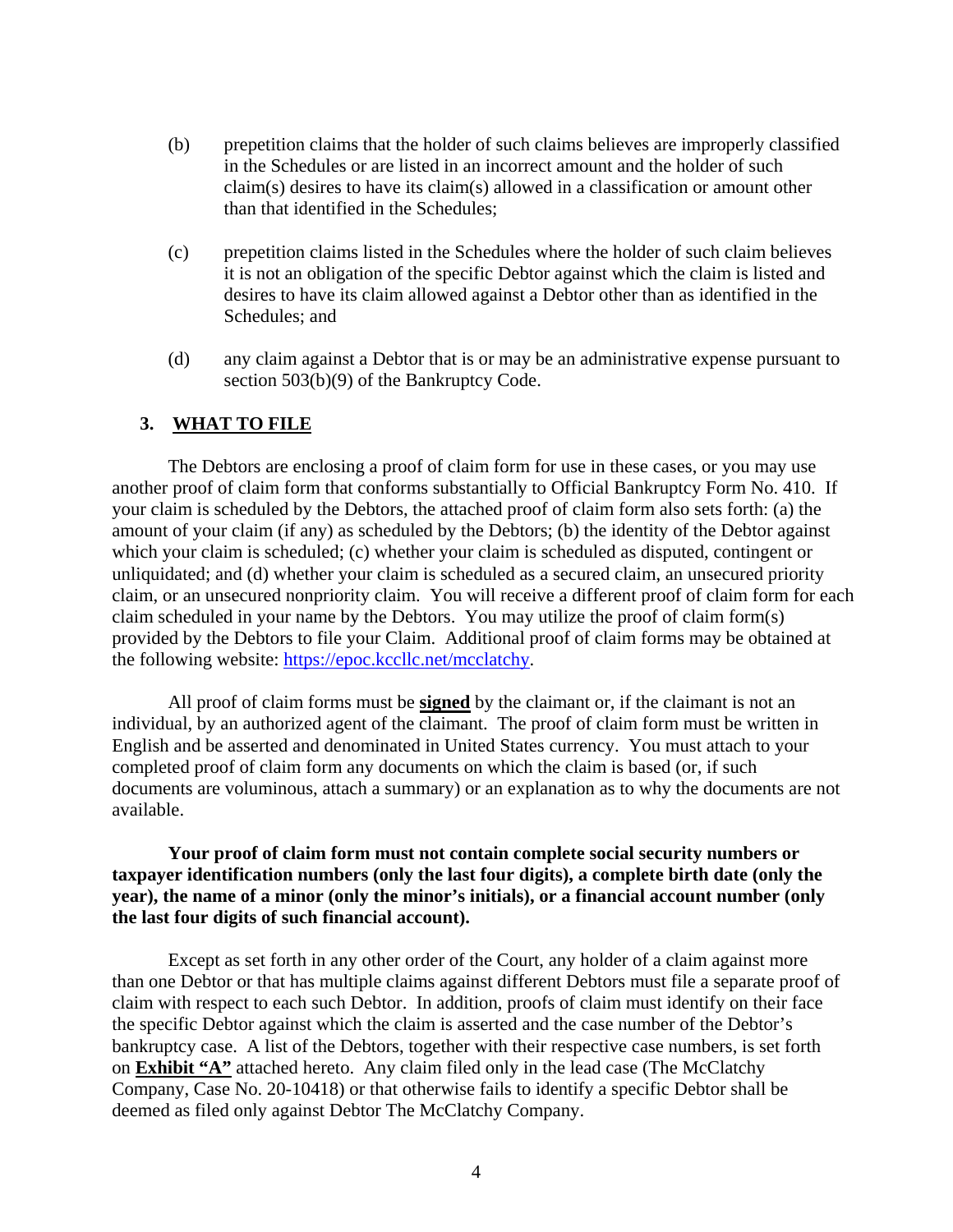(b) prepetition claims that the holder of such claims believes are improperly classified in the Schedules or are listed in an incorrect amount and the holder of such claim(s) desires to have its claim(s) allowed in a classification or amount other than that identified in the Schedules;

(c) prepetition claims listed in the Schedules where the holder of such claim believes it is not an obligation of the specific Debtor against which the claim is listed and desires to have its claim allowed against a Debtor other than as identified in the Schedules; and

(d) any claim against a Debtor that is or may be an administrative expense pursuant to section 503(b)(9) of the Bankruptcy Code.

## 3. **WHAT TO FILE**

The Debtors are enclosing a proof of claim form for use in these cases, or you may use another proof of claim form that conforms substantially to Official Bankruptcy Form No. 410. If your claim is scheduled by the Debtors, the attached proof of claim form also sets forth: (a) the amount of your claim (if any) as scheduled by the Debtors; (b) the identity of the Debtor against which your claim is scheduled; (c) whether your claim is scheduled as disputed, contingent or unliquidated; and (d) whether your claim is scheduled as a secured claim, an unsecured priority claim, or an unsecured nonpriority claim. You will receive a different proof of claim form for each claim scheduled in your name by the Debtors. You may utilize the proof of claim form(s) provided by the Debtors to file your Claim. Additional proof of claim forms may be obtained at the following website: https://epoc.kccllc.net/mcclatchy.

All proof of claim forms must be **signed** by the claimant or, if the claimant is not an individual, by an authorized agent of the claimant. The proof of claim form must be written in English and be asserted and denominated in United States currency. You must attach to your completed proof of claim form any documents on which the claim is based (or, if such documents are voluminous, attach a summary) or an explanation as to why the documents are not available.

**Your proof of claim form must not contain complete social security numbers or taxpayer identification numbers (only the last four digits), a complete birth date (only the year), the name of a minor (only the minor's initials), or a financial account number (only the last four digits of such financial account).**

Except as set forth in any other order of the Court, any holder of a claim against more than one Debtor or that has multiple claims against different Debtors must file a separate proof of claim with respect to each such Debtor. In addition, proofs of claim must identify on their face the specific Debtor against which the claim is asserted and the case number of the Debtor's bankruptcy case. A list of the Debtors, together with their respective case numbers, is set forth on **Exhibit "A"** attached hereto. Any claim filed only in the lead case (The McClatchy Company, Case No. 20-10418) or that otherwise fails to identify a specific Debtor shall be deemed as filed only against Debtor The McClatchy Company.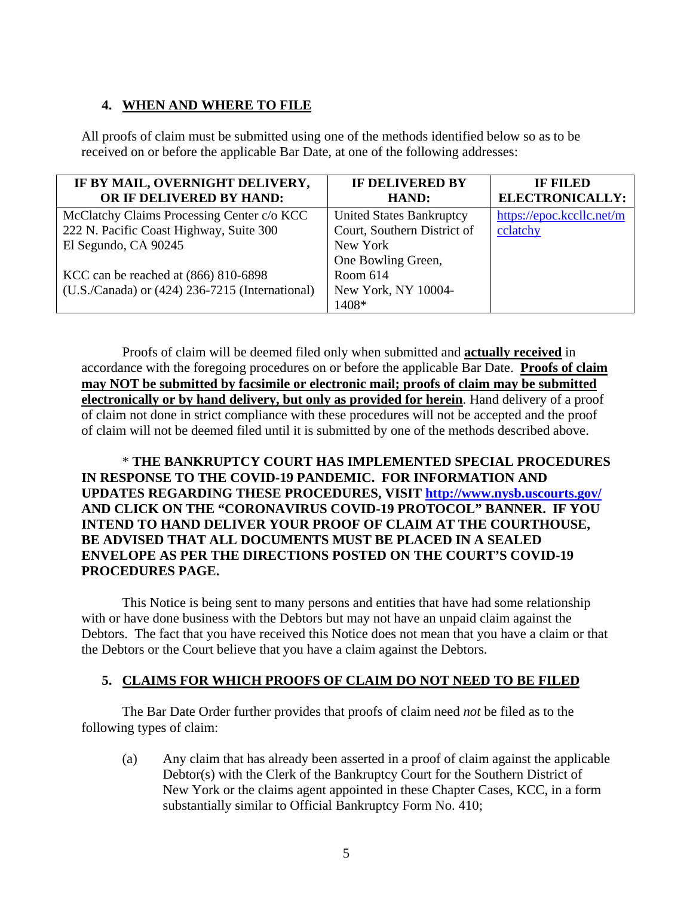## 4. WHEN AND WHERE TO FILE

All proofs of claim must be submitted using one of the methods identified below so as to be received on or before the applicable Bar Date, at one of the following addresses:

| IF BY MAIL, OVERNIGHT DELIVERY, OR IF DELIVERED BY HAND: | IF DELIVERED BY HAND: | IF FILED ELECTRONICALLY: |
|---|---|---|
| McClatchy Claims Processing Center c/o KCC<br>222 N. Pacific Coast Highway, Suite 300<br>El Segundo, CA 90245<br><br>KCC can be reached at (866) 810-6898 (U.S./Canada) or (424) 236-7215 (International) | United States Bankruptcy Court, Southern District of New York<br>One Bowling Green, Room 614<br>New York, NY 10004-1408* | https://epoc.kccllc.net/mcclatchy |

Proofs of claim will be deemed filed only when submitted and **actually received** in accordance with the foregoing procedures on or before the applicable Bar Date. **Proofs of claim may NOT be submitted by facsimile or electronic mail; proofs of claim may be submitted electronically or by hand delivery, but only as provided for herein**. Hand delivery of a proof of claim not done in strict compliance with these procedures will not be accepted and the proof of claim will not be deemed filed until it is submitted by one of the methods described above.

* **THE BANKRUPTCY COURT HAS IMPLEMENTED SPECIAL PROCEDURES IN RESPONSE TO THE COVID-19 PANDEMIC. FOR INFORMATION AND UPDATES REGARDING THESE PROCEDURES, VISIT http://www.nysb.uscourts.gov/ AND CLICK ON THE "CORONAVIRUS COVID-19 PROTOCOL" BANNER. IF YOU INTEND TO HAND DELIVER YOUR PROOF OF CLAIM AT THE COURTHOUSE, BE ADVISED THAT ALL DOCUMENTS MUST BE PLACED IN A SEALED ENVELOPE AS PER THE DIRECTIONS POSTED ON THE COURT'S COVID-19 PROCEDURES PAGE.**

This Notice is being sent to many persons and entities that have had some relationship with or have done business with the Debtors but may not have an unpaid claim against the Debtors. The fact that you have received this Notice does not mean that you have a claim or that the Debtors or the Court believe that you have a claim against the Debtors.

## 5. CLAIMS FOR WHICH PROOFS OF CLAIM DO NOT NEED TO BE FILED

The Bar Date Order further provides that proofs of claim need *not* be filed as to the following types of claim:

(a) Any claim that has already been asserted in a proof of claim against the applicable Debtor(s) with the Clerk of the Bankruptcy Court for the Southern District of New York or the claims agent appointed in these Chapter Cases, KCC, in a form substantially similar to Official Bankruptcy Form No. 410;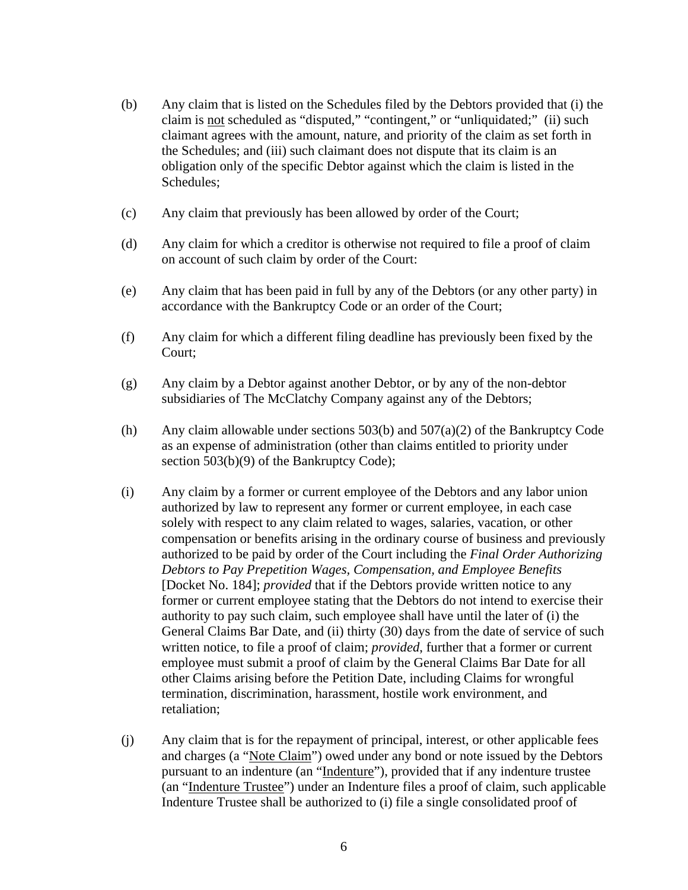(b) Any claim that is listed on the Schedules filed by the Debtors provided that (i) the claim is not scheduled as "disputed," "contingent," or "unliquidated;" (ii) such claimant agrees with the amount, nature, and priority of the claim as set forth in the Schedules; and (iii) such claimant does not dispute that its claim is an obligation only of the specific Debtor against which the claim is listed in the Schedules;

(c) Any claim that previously has been allowed by order of the Court;

(d) Any claim for which a creditor is otherwise not required to file a proof of claim on account of such claim by order of the Court:

(e) Any claim that has been paid in full by any of the Debtors (or any other party) in accordance with the Bankruptcy Code or an order of the Court;

(f) Any claim for which a different filing deadline has previously been fixed by the Court;

(g) Any claim by a Debtor against another Debtor, or by any of the non-debtor subsidiaries of The McClatchy Company against any of the Debtors;

(h) Any claim allowable under sections 503(b) and 507(a)(2) of the Bankruptcy Code as an expense of administration (other than claims entitled to priority under section 503(b)(9) of the Bankruptcy Code);

(i) Any claim by a former or current employee of the Debtors and any labor union authorized by law to represent any former or current employee, in each case solely with respect to any claim related to wages, salaries, vacation, or other compensation or benefits arising in the ordinary course of business and previously authorized to be paid by order of the Court including the *Final Order Authorizing Debtors to Pay Prepetition Wages, Compensation, and Employee Benefits* [Docket No. 184]; *provided* that if the Debtors provide written notice to any former or current employee stating that the Debtors do not intend to exercise their authority to pay such claim, such employee shall have until the later of (i) the General Claims Bar Date, and (ii) thirty (30) days from the date of service of such written notice, to file a proof of claim; *provided*, further that a former or current employee must submit a proof of claim by the General Claims Bar Date for all other Claims arising before the Petition Date, including Claims for wrongful termination, discrimination, harassment, hostile work environment, and retaliation;

(j) Any claim that is for the repayment of principal, interest, or other applicable fees and charges (a "Note Claim") owed under any bond or note issued by the Debtors pursuant to an indenture (an "Indenture"), provided that if any indenture trustee (an "Indenture Trustee") under an Indenture files a proof of claim, such applicable Indenture Trustee shall be authorized to (i) file a single consolidated proof of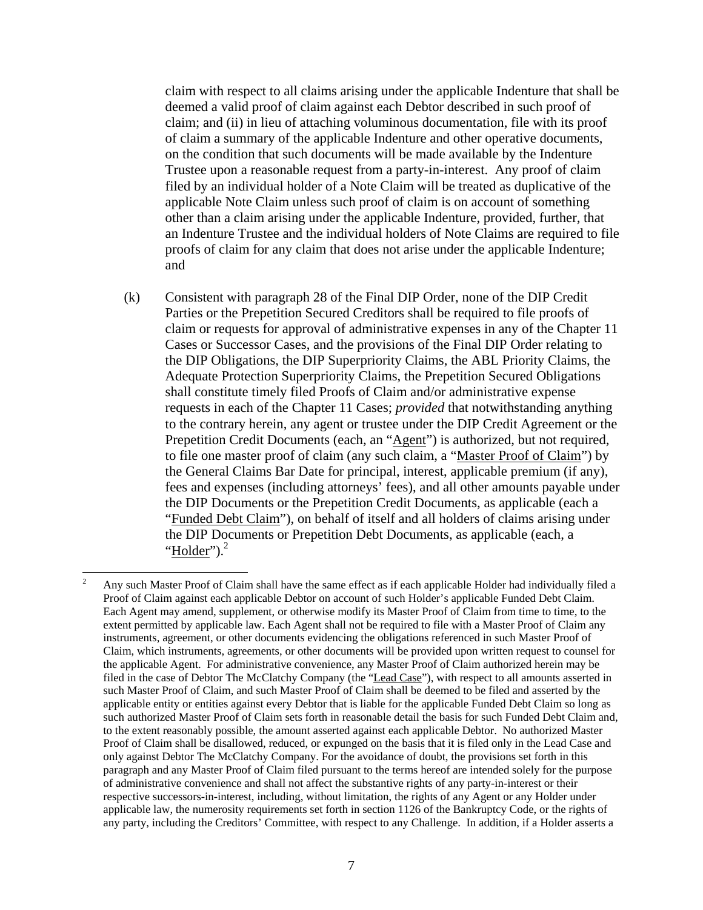claim with respect to all claims arising under the applicable Indenture that shall be deemed a valid proof of claim against each Debtor described in such proof of claim; and (ii) in lieu of attaching voluminous documentation, file with its proof of claim a summary of the applicable Indenture and other operative documents, on the condition that such documents will be made available by the Indenture Trustee upon a reasonable request from a party-in-interest. Any proof of claim filed by an individual holder of a Note Claim will be treated as duplicative of the applicable Note Claim unless such proof of claim is on account of something other than a claim arising under the applicable Indenture, provided, further, that an Indenture Trustee and the individual holders of Note Claims are required to file proofs of claim for any claim that does not arise under the applicable Indenture; and

(k) Consistent with paragraph 28 of the Final DIP Order, none of the DIP Credit Parties or the Prepetition Secured Creditors shall be required to file proofs of claim or requests for approval of administrative expenses in any of the Chapter 11 Cases or Successor Cases, and the provisions of the Final DIP Order relating to the DIP Obligations, the DIP Superpriority Claims, the ABL Priority Claims, the Adequate Protection Superpriority Claims, the Prepetition Secured Obligations shall constitute timely filed Proofs of Claim and/or administrative expense requests in each of the Chapter 11 Cases; *provided* that notwithstanding anything to the contrary herein, any agent or trustee under the DIP Credit Agreement or the Prepetition Credit Documents (each, an "Agent") is authorized, but not required, to file one master proof of claim (any such claim, a "Master Proof of Claim") by the General Claims Bar Date for principal, interest, applicable premium (if any), fees and expenses (including attorneys' fees), and all other amounts payable under the DIP Documents or the Prepetition Credit Documents, as applicable (each a "Funded Debt Claim"), on behalf of itself and all holders of claims arising under the DIP Documents or Prepetition Debt Documents, as applicable (each, a "Holder").[2]

[2] Any such Master Proof of Claim shall have the same effect as if each applicable Holder had individually filed a Proof of Claim against each applicable Debtor on account of such Holder's applicable Funded Debt Claim. Each Agent may amend, supplement, or otherwise modify its Master Proof of Claim from time to time, to the extent permitted by applicable law. Each Agent shall not be required to file with a Master Proof of Claim any instruments, agreement, or other documents evidencing the obligations referenced in such Master Proof of Claim, which instruments, agreements, or other documents will be provided upon written request to counsel for the applicable Agent. For administrative convenience, any Master Proof of Claim authorized herein may be filed in the case of Debtor The McClatchy Company (the "Lead Case"), with respect to all amounts asserted in such Master Proof of Claim, and such Master Proof of Claim shall be deemed to be filed and asserted by the applicable entity or entities against every Debtor that is liable for the applicable Funded Debt Claim so long as such authorized Master Proof of Claim sets forth in reasonable detail the basis for such Funded Debt Claim and, to the extent reasonably possible, the amount asserted against each applicable Debtor. No authorized Master Proof of Claim shall be disallowed, reduced, or expunged on the basis that it is filed only in the Lead Case and only against Debtor The McClatchy Company. For the avoidance of doubt, the provisions set forth in this paragraph and any Master Proof of Claim filed pursuant to the terms hereof are intended solely for the purpose of administrative convenience and shall not affect the substantive rights of any party-in-interest or their respective successors-in-interest, including, without limitation, the rights of any Agent or any Holder under applicable law, the numerosity requirements set forth in section 1126 of the Bankruptcy Code, or the rights of any party, including the Creditors' Committee, with respect to any Challenge. In addition, if a Holder asserts a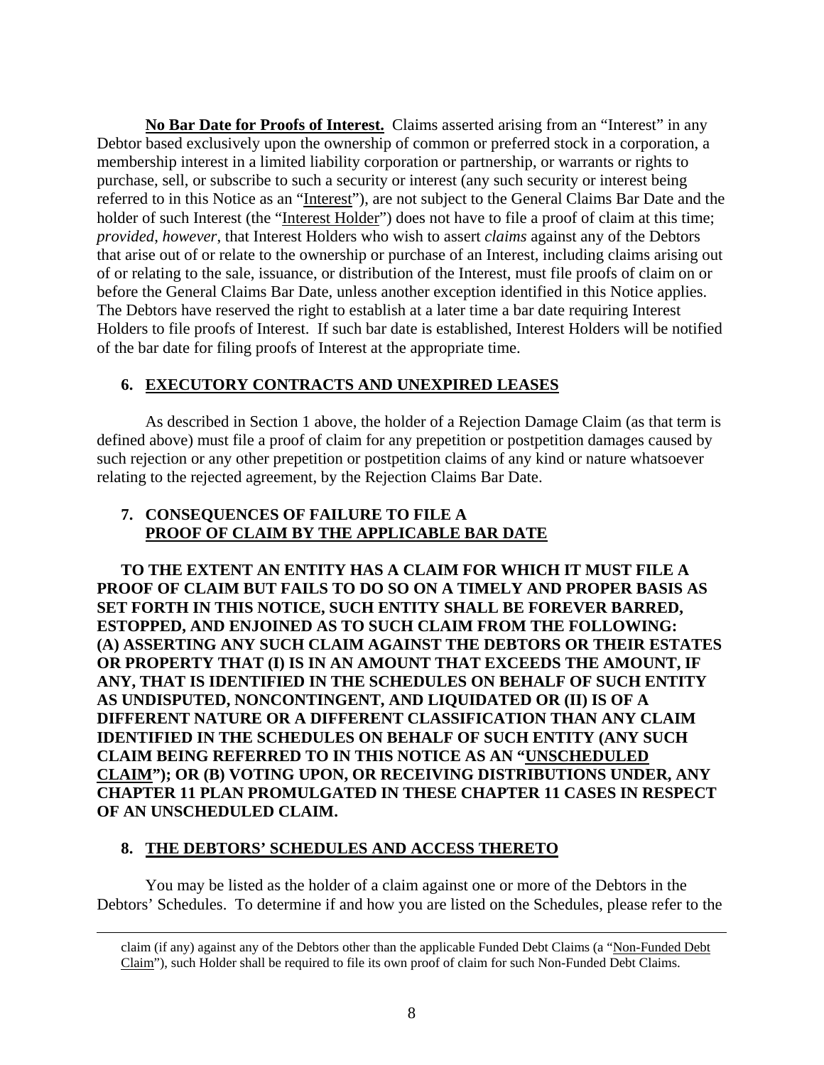**No Bar Date for Proofs of Interest.** Claims asserted arising from an "Interest" in any Debtor based exclusively upon the ownership of common or preferred stock in a corporation, a membership interest in a limited liability corporation or partnership, or warrants or rights to purchase, sell, or subscribe to such a security or interest (any such security or interest being referred to in this Notice as an "Interest"), are not subject to the General Claims Bar Date and the holder of such Interest (the "Interest Holder") does not have to file a proof of claim at this time; *provided*, *however*, that Interest Holders who wish to assert *claims* against any of the Debtors that arise out of or relate to the ownership or purchase of an Interest, including claims arising out of or relating to the sale, issuance, or distribution of the Interest, must file proofs of claim on or before the General Claims Bar Date, unless another exception identified in this Notice applies. The Debtors have reserved the right to establish at a later time a bar date requiring Interest Holders to file proofs of Interest. If such bar date is established, Interest Holders will be notified of the bar date for filing proofs of Interest at the appropriate time.

## 6. EXECUTORY CONTRACTS AND UNEXPIRED LEASES

As described in Section 1 above, the holder of a Rejection Damage Claim (as that term is defined above) must file a proof of claim for any prepetition or postpetition damages caused by such rejection or any other prepetition or postpetition claims of any kind or nature whatsoever relating to the rejected agreement, by the Rejection Claims Bar Date.

## 7. CONSEQUENCES OF FAILURE TO FILE A PROOF OF CLAIM BY THE APPLICABLE BAR DATE

**TO THE EXTENT AN ENTITY HAS A CLAIM FOR WHICH IT MUST FILE A PROOF OF CLAIM BUT FAILS TO DO SO ON A TIMELY AND PROPER BASIS AS SET FORTH IN THIS NOTICE, SUCH ENTITY SHALL BE FOREVER BARRED, ESTOPPED, AND ENJOINED AS TO SUCH CLAIM FROM THE FOLLOWING: (A) ASSERTING ANY SUCH CLAIM AGAINST THE DEBTORS OR THEIR ESTATES OR PROPERTY THAT (I) IS IN AN AMOUNT THAT EXCEEDS THE AMOUNT, IF ANY, THAT IS IDENTIFIED IN THE SCHEDULES ON BEHALF OF SUCH ENTITY AS UNDISPUTED, NONCONTINGENT, AND LIQUIDATED OR (II) IS OF A DIFFERENT NATURE OR A DIFFERENT CLASSIFICATION THAN ANY CLAIM IDENTIFIED IN THE SCHEDULES ON BEHALF OF SUCH ENTITY (ANY SUCH CLAIM BEING REFERRED TO IN THIS NOTICE AS AN "UNSCHEDULED CLAIM"); OR (B) VOTING UPON, OR RECEIVING DISTRIBUTIONS UNDER, ANY CHAPTER 11 PLAN PROMULGATED IN THESE CHAPTER 11 CASES IN RESPECT OF AN UNSCHEDULED CLAIM.**

## 8. THE DEBTORS' SCHEDULES AND ACCESS THERETO

You may be listed as the holder of a claim against one or more of the Debtors in the Debtors' Schedules. To determine if and how you are listed on the Schedules, please refer to the

---

claim (if any) against any of the Debtors other than the applicable Funded Debt Claims (a "Non-Funded Debt Claim"), such Holder shall be required to file its own proof of claim for such Non-Funded Debt Claims.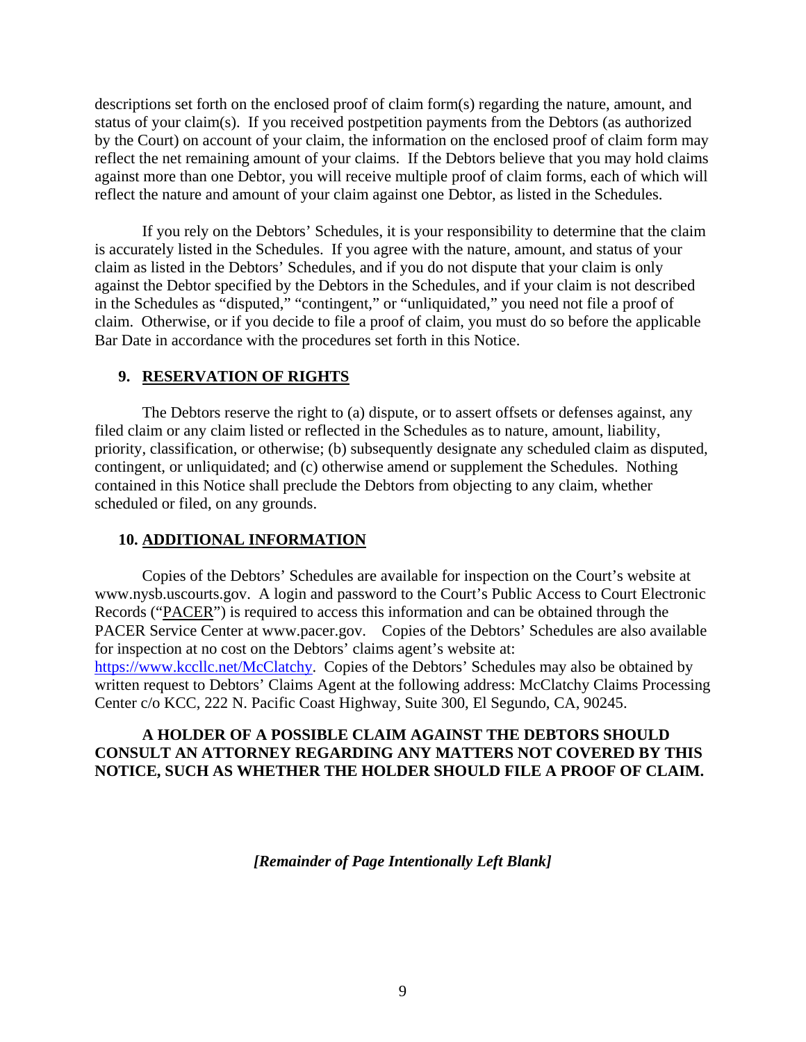descriptions set forth on the enclosed proof of claim form(s) regarding the nature, amount, and status of your claim(s). If you received postpetition payments from the Debtors (as authorized by the Court) on account of your claim, the information on the enclosed proof of claim form may reflect the net remaining amount of your claims. If the Debtors believe that you may hold claims against more than one Debtor, you will receive multiple proof of claim forms, each of which will reflect the nature and amount of your claim against one Debtor, as listed in the Schedules.

If you rely on the Debtors' Schedules, it is your responsibility to determine that the claim is accurately listed in the Schedules. If you agree with the nature, amount, and status of your claim as listed in the Debtors' Schedules, and if you do not dispute that your claim is only against the Debtor specified by the Debtors in the Schedules, and if your claim is not described in the Schedules as "disputed," "contingent," or "unliquidated," you need not file a proof of claim. Otherwise, or if you decide to file a proof of claim, you must do so before the applicable Bar Date in accordance with the procedures set forth in this Notice.

## 9. RESERVATION OF RIGHTS

The Debtors reserve the right to (a) dispute, or to assert offsets or defenses against, any filed claim or any claim listed or reflected in the Schedules as to nature, amount, liability, priority, classification, or otherwise; (b) subsequently designate any scheduled claim as disputed, contingent, or unliquidated; and (c) otherwise amend or supplement the Schedules. Nothing contained in this Notice shall preclude the Debtors from objecting to any claim, whether scheduled or filed, on any grounds.

## 10. ADDITIONAL INFORMATION

Copies of the Debtors' Schedules are available for inspection on the Court's website at www.nysb.uscourts.gov. A login and password to the Court's Public Access to Court Electronic Records ("PACER") is required to access this information and can be obtained through the PACER Service Center at www.pacer.gov. Copies of the Debtors' Schedules are also available for inspection at no cost on the Debtors' claims agent's website at: https://www.kccllc.net/McClatchy. Copies of the Debtors' Schedules may also be obtained by written request to Debtors' Claims Agent at the following address: McClatchy Claims Processing Center c/o KCC, 222 N. Pacific Coast Highway, Suite 300, El Segundo, CA, 90245.

**A HOLDER OF A POSSIBLE CLAIM AGAINST THE DEBTORS SHOULD CONSULT AN ATTORNEY REGARDING ANY MATTERS NOT COVERED BY THIS NOTICE, SUCH AS WHETHER THE HOLDER SHOULD FILE A PROOF OF CLAIM.**

***[Remainder of Page Intentionally Left Blank]***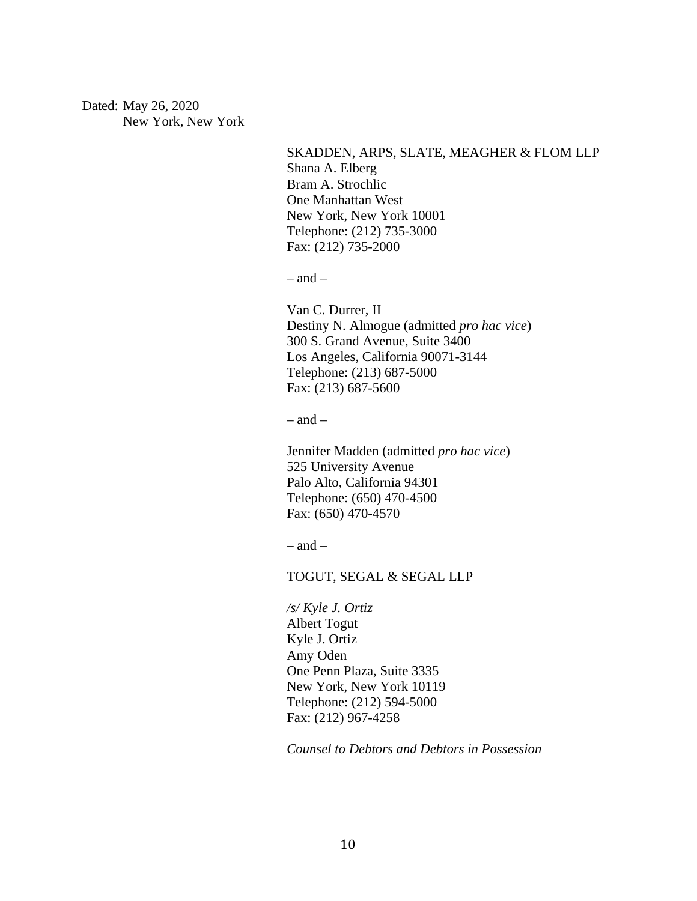Dated: May 26, 2020
New York, New York

SKADDEN, ARPS, SLATE, MEAGHER & FLOM LLP
Shana A. Elberg
Bram A. Strochlic
One Manhattan West
New York, New York 10001
Telephone: (212) 735-3000
Fax: (212) 735-2000

– and –

Van C. Durrer, II
Destiny N. Almogue (admitted *pro hac vice*)
300 S. Grand Avenue, Suite 3400
Los Angeles, California 90071-3144
Telephone: (213) 687-5000
Fax: (213) 687-5600

– and –

Jennifer Madden (admitted *pro hac vice*)
525 University Avenue
Palo Alto, California 94301
Telephone: (650) 470-4500
Fax: (650) 470-4570

– and –

TOGUT, SEGAL & SEGAL LLP

*/s/ Kyle J. Ortiz*
Albert Togut
Kyle J. Ortiz
Amy Oden
One Penn Plaza, Suite 3335
New York, New York 10119
Telephone: (212) 594-5000
Fax: (212) 967-4258

*Counsel to Debtors and Debtors in Possession*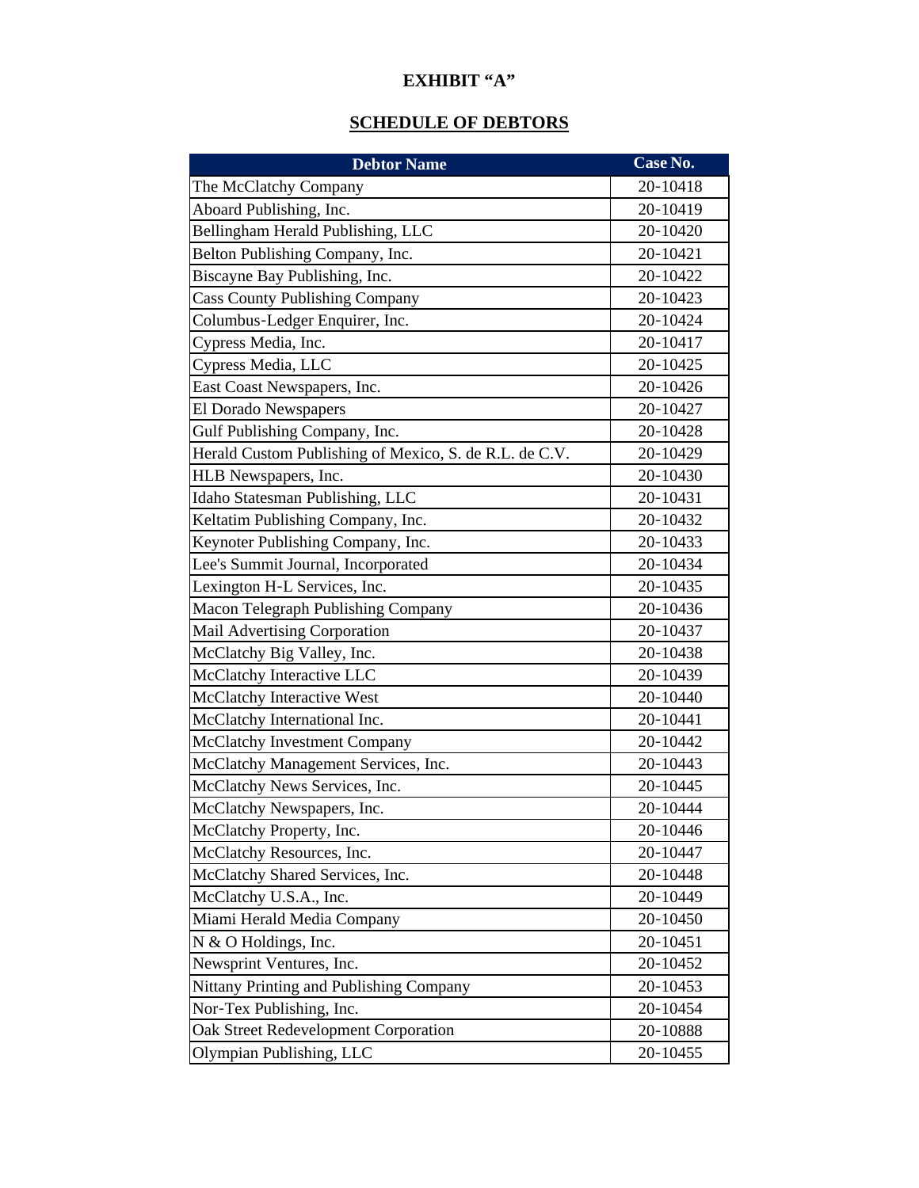**EXHIBIT "A"**

**SCHEDULE OF DEBTORS**

| Debtor Name | Case No. |
|---|---|
| The McClatchy Company | 20-10418 |
| Aboard Publishing, Inc. | 20-10419 |
| Bellingham Herald Publishing, LLC | 20-10420 |
| Belton Publishing Company, Inc. | 20-10421 |
| Biscayne Bay Publishing, Inc. | 20-10422 |
| Cass County Publishing Company | 20-10423 |
| Columbus-Ledger Enquirer, Inc. | 20-10424 |
| Cypress Media, Inc. | 20-10417 |
| Cypress Media, LLC | 20-10425 |
| East Coast Newspapers, Inc. | 20-10426 |
| El Dorado Newspapers | 20-10427 |
| Gulf Publishing Company, Inc. | 20-10428 |
| Herald Custom Publishing of Mexico, S. de R.L. de C.V. | 20-10429 |
| HLB Newspapers, Inc. | 20-10430 |
| Idaho Statesman Publishing, LLC | 20-10431 |
| Keltatim Publishing Company, Inc. | 20-10432 |
| Keynoter Publishing Company, Inc. | 20-10433 |
| Lee's Summit Journal, Incorporated | 20-10434 |
| Lexington H-L Services, Inc. | 20-10435 |
| Macon Telegraph Publishing Company | 20-10436 |
| Mail Advertising Corporation | 20-10437 |
| McClatchy Big Valley, Inc. | 20-10438 |
| McClatchy Interactive LLC | 20-10439 |
| McClatchy Interactive West | 20-10440 |
| McClatchy International Inc. | 20-10441 |
| McClatchy Investment Company | 20-10442 |
| McClatchy Management Services, Inc. | 20-10443 |
| McClatchy News Services, Inc. | 20-10445 |
| McClatchy Newspapers, Inc. | 20-10444 |
| McClatchy Property, Inc. | 20-10446 |
| McClatchy Resources, Inc. | 20-10447 |
| McClatchy Shared Services, Inc. | 20-10448 |
| McClatchy U.S.A., Inc. | 20-10449 |
| Miami Herald Media Company | 20-10450 |
| N & O Holdings, Inc. | 20-10451 |
| Newsprint Ventures, Inc. | 20-10452 |
| Nittany Printing and Publishing Company | 20-10453 |
| Nor-Tex Publishing, Inc. | 20-10454 |
| Oak Street Redevelopment Corporation | 20-10888 |
| Olympian Publishing, LLC | 20-10455 |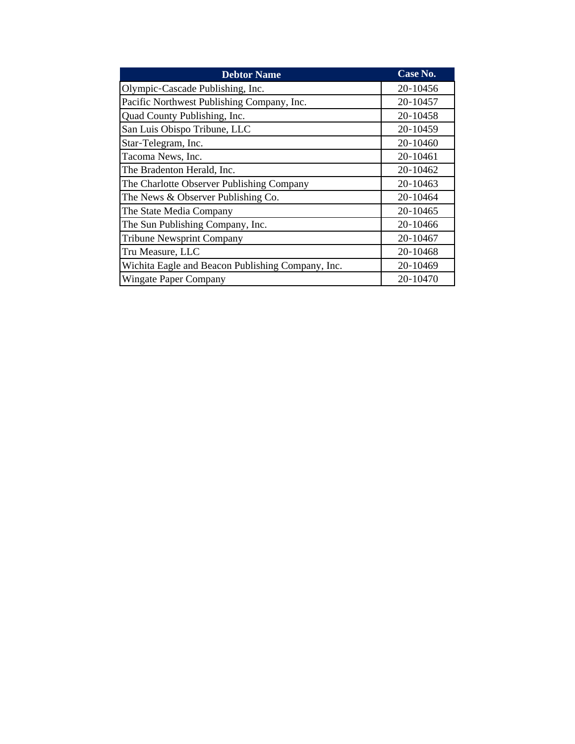| Debtor Name | Case No. |
| --- | --- |
| Olympic-Cascade Publishing, Inc. | 20-10456 |
| Pacific Northwest Publishing Company, Inc. | 20-10457 |
| Quad County Publishing, Inc. | 20-10458 |
| San Luis Obispo Tribune, LLC | 20-10459 |
| Star-Telegram, Inc. | 20-10460 |
| Tacoma News, Inc. | 20-10461 |
| The Bradenton Herald, Inc. | 20-10462 |
| The Charlotte Observer Publishing Company | 20-10463 |
| The News & Observer Publishing Co. | 20-10464 |
| The State Media Company | 20-10465 |
| The Sun Publishing Company, Inc. | 20-10466 |
| Tribune Newsprint Company | 20-10467 |
| Tru Measure, LLC | 20-10468 |
| Wichita Eagle and Beacon Publishing Company, Inc. | 20-10469 |
| Wingate Paper Company | 20-10470 |